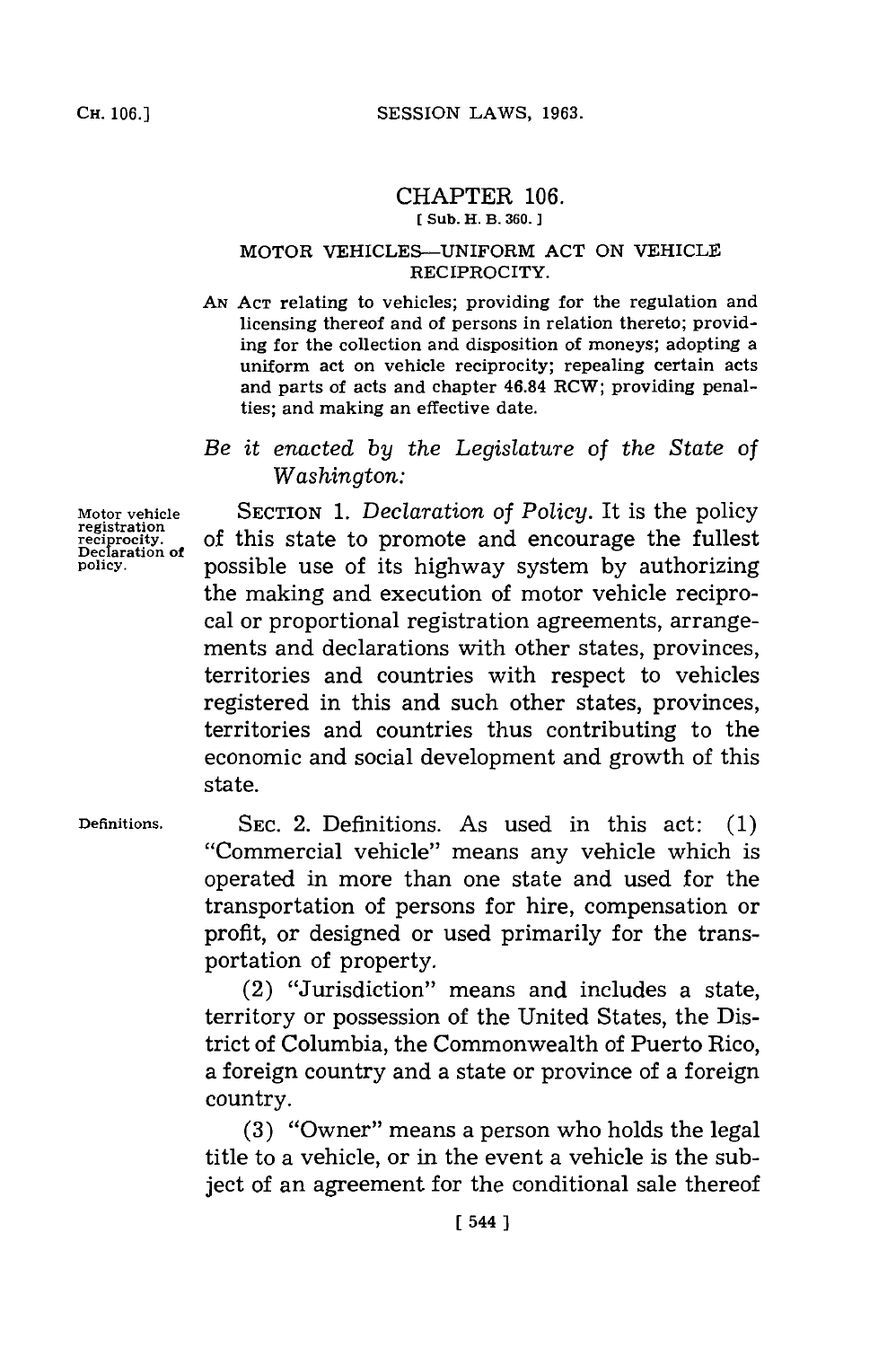# CHAPTER 106.

[ Sub. H. B. 360. ]

## MOTOR VEHICLES—UNIFORM ACT ON VEHICLE RECIPROCITY.

AN ACT relating to vehicles; providing for the regulation and licensing thereof and of persons in relation thereto; providing for the collection and disposition of moneys; adopting a uniform act on vehicle reciprocity; repealing certain acts and parts of acts and chapter 46.84 RCW; providing penalties; and making an effective date.

*Be it enacted by the Legislature of the State of Washington:*

Motor vehicle registration reciprocity. Declaration of policy.

SECTION 1. *Declaration of Policy.* It is the policy of this state to promote and encourage the fullest possible use of its highway system by authorizing the making and execution of motor vehicle reciprocal or proportional registration agreements, arrangements and declarations with other states, provinces, territories and countries with respect to vehicles registered in this and such other states, provinces, territories and countries thus contributing to the economic and social development and growth of this state.

Definitions.

SEC. 2. Definitions. As used in this act: (1) "Commercial vehicle" means any vehicle which is operated in more than one state and used for the transportation of persons for hire, compensation or profit, or designed or used primarily for the transportation of property.

(2) "Jurisdiction" means and includes a state, territory or possession of the United States, the District of Columbia, the Commonwealth of Puerto Rico, a foreign country and a state or province of a foreign country.

(3) "Owner" means a person who holds the legal title to a vehicle, or in the event a vehicle is the subject of an agreement for the conditional sale thereof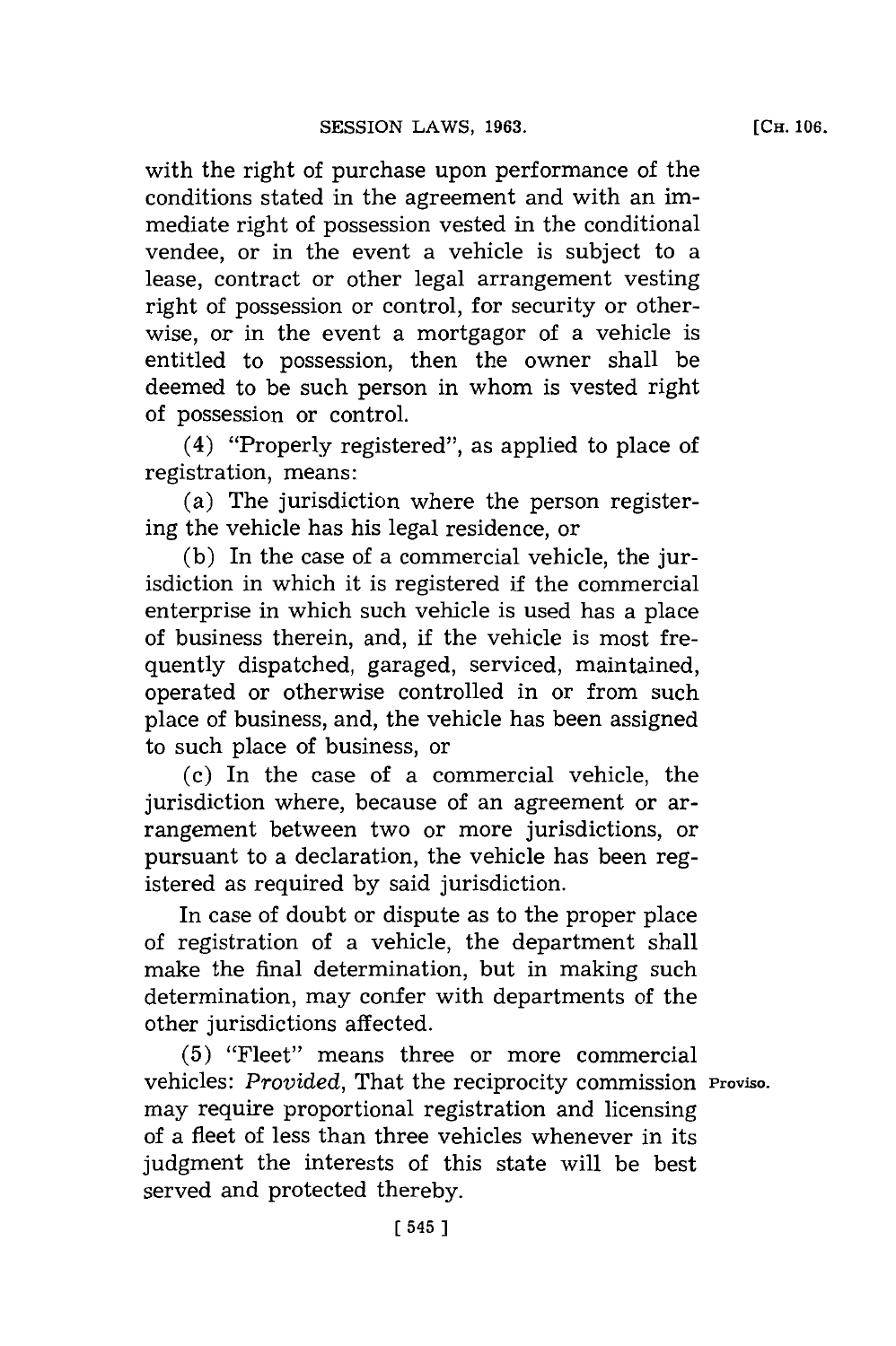with the right of purchase upon performance of the conditions stated in the agreement and with an immediate right of possession vested in the conditional vendee, or in the event a vehicle is subject to a lease, contract or other legal arrangement vesting right of possession or control, for security or otherwise, or in the event a mortgagor of a vehicle is entitled to possession, then the owner shall be deemed to be such person in whom is vested right of possession or control.

(4) "Properly registered", as applied to place of registration, means:

(a) The jurisdiction where the person registering the vehicle has his legal residence, or

(b) In the case of a commercial vehicle, the jurisdiction in which it is registered if the commercial enterprise in which such vehicle is used has a place of business therein, and, if the vehicle is most frequently dispatched, garaged, serviced, maintained, operated or otherwise controlled in or from such place of business, and, the vehicle has been assigned to such place of business, or

(c) In the case of a commercial vehicle, the jurisdiction where, because of an agreement or arrangement between two or more jurisdictions, or pursuant to a declaration, the vehicle has been registered as required by said jurisdiction.

In case of doubt or dispute as to the proper place of registration of a vehicle, the department shall make the final determination, but in making such determination, may confer with departments of the other jurisdictions affected.

(5) "Fleet" means three or more commercial vehicles: *Provided*, That the reciprocity commission may require proportional registration and licensing of a fleet of less than three vehicles whenever in its judgment the interests of this state will be best served and protected thereby.

Proviso.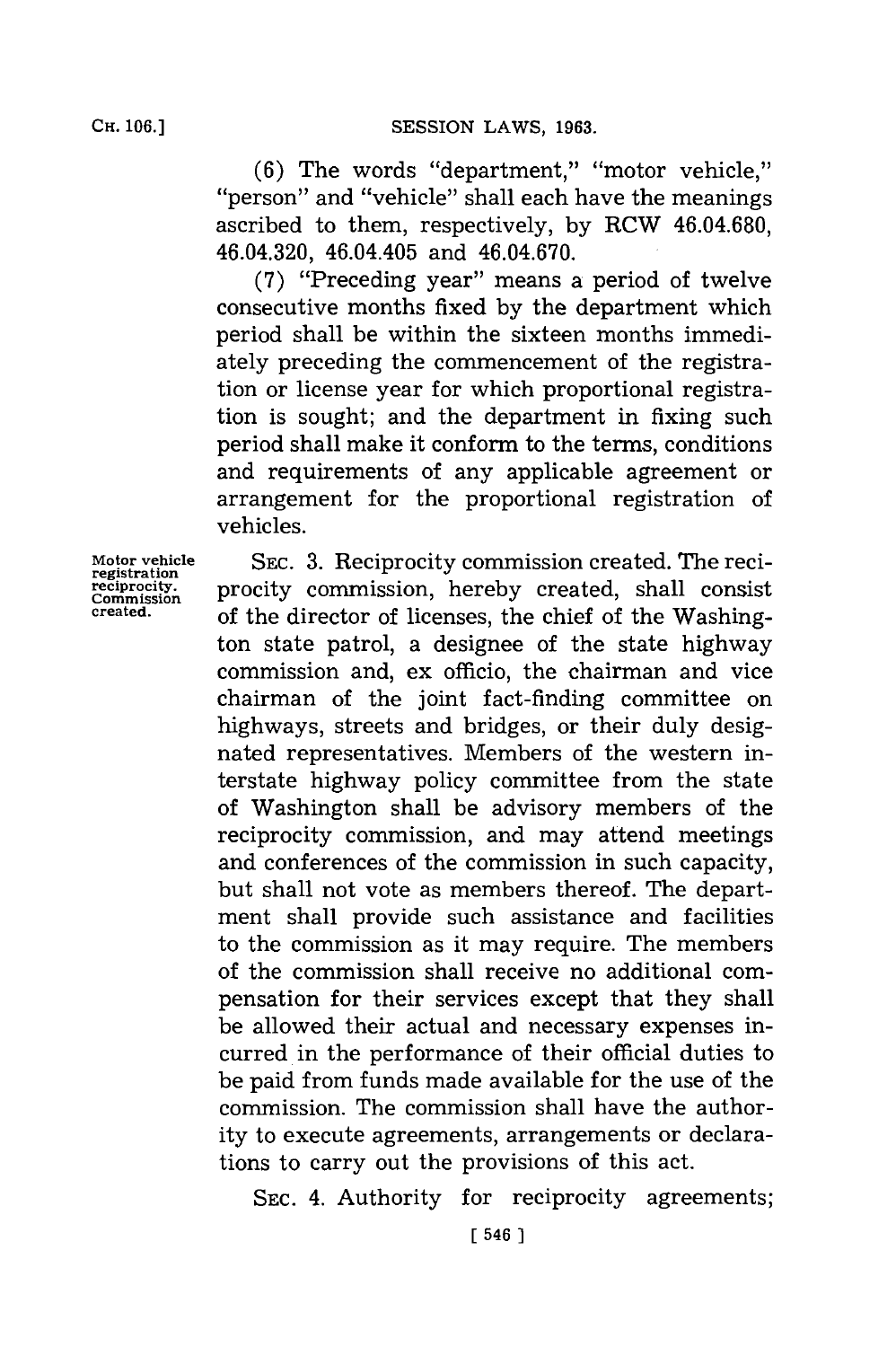(6) The words "department," "motor vehicle," "person" and "vehicle" shall each have the meanings ascribed to them, respectively, by RCW 46.04.680, 46.04.320, 46.04.405 and 46.04.670.

(7) "Preceding year" means a period of twelve consecutive months fixed by the department which period shall be within the sixteen months immediately preceding the commencement of the registration or license year for which proportional registration is sought; and the department in fixing such period shall make it conform to the terms, conditions and requirements of any applicable agreement or arrangement for the proportional registration of vehicles.

Motor vehicle registration reciprocity. Commission created.

SEC. 3. Reciprocity commission created. The reciprocity commission, hereby created, shall consist of the director of licenses, the chief of the Washington state patrol, a designee of the state highway commission and, ex officio, the chairman and vice chairman of the joint fact-finding committee on highways, streets and bridges, or their duly designated representatives. Members of the western interstate highway policy committee from the state of Washington shall be advisory members of the reciprocity commission, and may attend meetings and conferences of the commission in such capacity, but shall not vote as members thereof. The department shall provide such assistance and facilities to the commission as it may require. The members of the commission shall receive no additional compensation for their services except that they shall be allowed their actual and necessary expenses incurred in the performance of their official duties to be paid from funds made available for the use of the commission. The commission shall have the authority to execute agreements, arrangements or declarations to carry out the provisions of this act.

SEC. 4. Authority for reciprocity agreements;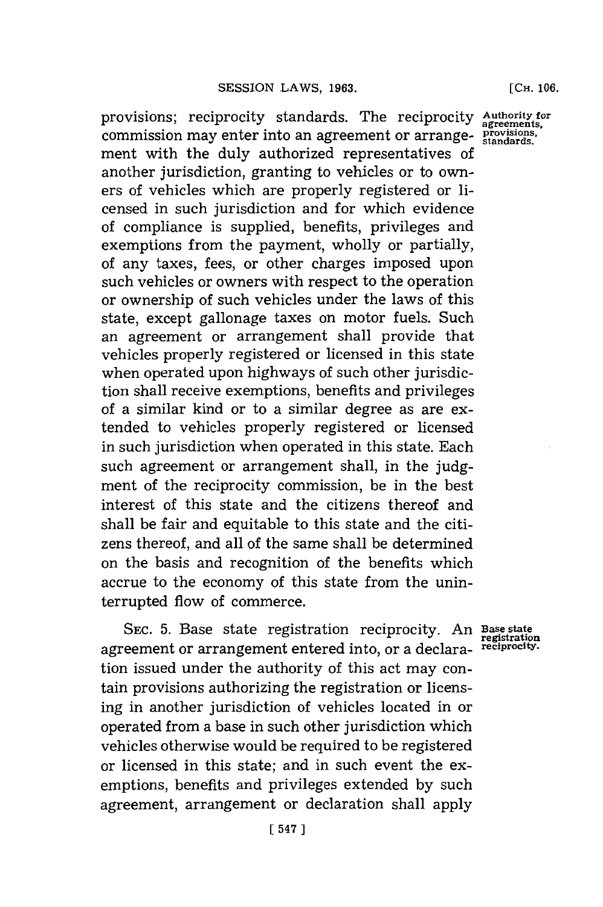provisions; reciprocity standards. The reciprocity commission may enter into an agreement or arrangement with the duly authorized representatives of another jurisdiction, granting to vehicles or to owners of vehicles which are properly registered or licensed in such jurisdiction and for which evidence of compliance is supplied, benefits, privileges and exemptions from the payment, wholly or partially, of any taxes, fees, or other charges imposed upon such vehicles or owners with respect to the operation or ownership of such vehicles under the laws of this state, except gallonage taxes on motor fuels. Such an agreement or arrangement shall provide that vehicles properly registered or licensed in this state when operated upon highways of such other jurisdiction shall receive exemptions, benefits and privileges of a similar kind or to a similar degree as are extended to vehicles properly registered or licensed in such jurisdiction when operated in this state. Each such agreement or arrangement shall, in the judgment of the reciprocity commission, be in the best interest of this state and the citizens thereof and shall be fair and equitable to this state and the citizens thereof, and all of the same shall be determined on the basis and recognition of the benefits which accrue to the economy of this state from the uninterrupted flow of commerce.

*Authority for agreements, provisions, standards.*

SEC. 5. Base state registration reciprocity. An agreement or arrangement entered into, or a declaration issued under the authority of this act may contain provisions authorizing the registration or licensing in another jurisdiction of vehicles located in or operated from a base in such other jurisdiction which vehicles otherwise would be required to be registered or licensed in this state; and in such event the exemptions, benefits and privileges extended by such agreement, arrangement or declaration shall apply

*Base state registration reciprocity.*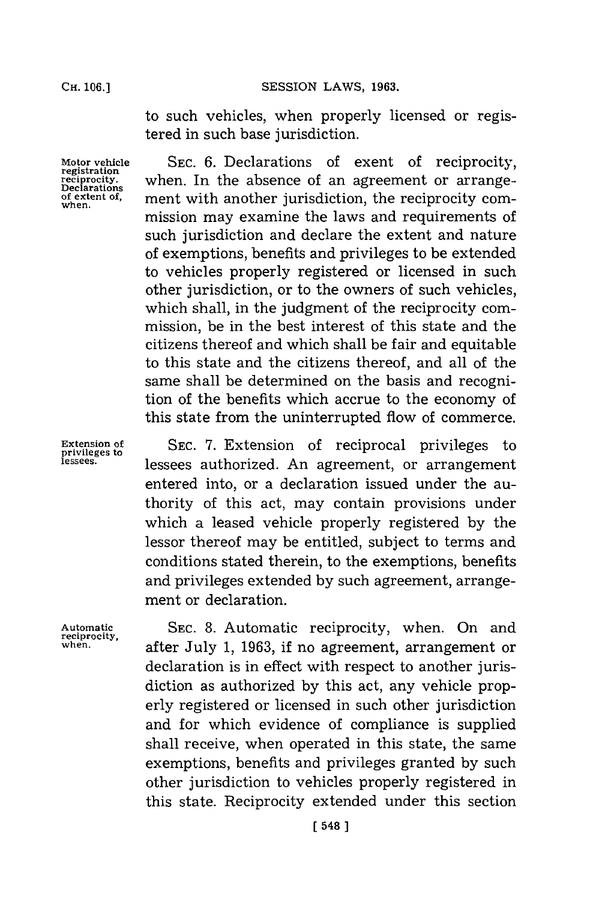to such vehicles, when properly licensed or registered in such base jurisdiction.

Motor vehicle registration reciprocity. Declarations of extent of, when.

SEC. 6. Declarations of exent of reciprocity, when. In the absence of an agreement or arrangement with another jurisdiction, the reciprocity commission may examine the laws and requirements of such jurisdiction and declare the extent and nature of exemptions, benefits and privileges to be extended to vehicles properly registered or licensed in such other jurisdiction, or to the owners of such vehicles, which shall, in the judgment of the reciprocity commission, be in the best interest of this state and the citizens thereof and which shall be fair and equitable to this state and the citizens thereof, and all of the same shall be determined on the basis and recognition of the benefits which accrue to the economy of this state from the uninterrupted flow of commerce.

Extension of privileges to lessees.

SEC. 7. Extension of reciprocal privileges to lessees authorized. An agreement, or arrangement entered into, or a declaration issued under the authority of this act, may contain provisions under which a leased vehicle properly registered by the lessor thereof may be entitled, subject to terms and conditions stated therein, to the exemptions, benefits and privileges extended by such agreement, arrangement or declaration.

Automatic reciprocity, when.

SEC. 8. Automatic reciprocity, when. On and after July 1, 1963, if no agreement, arrangement or declaration is in effect with respect to another jurisdiction as authorized by this act, any vehicle properly registered or licensed in such other jurisdiction and for which evidence of compliance is supplied shall receive, when operated in this state, the same exemptions, benefits and privileges granted by such other jurisdiction to vehicles properly registered in this state. Reciprocity extended under this section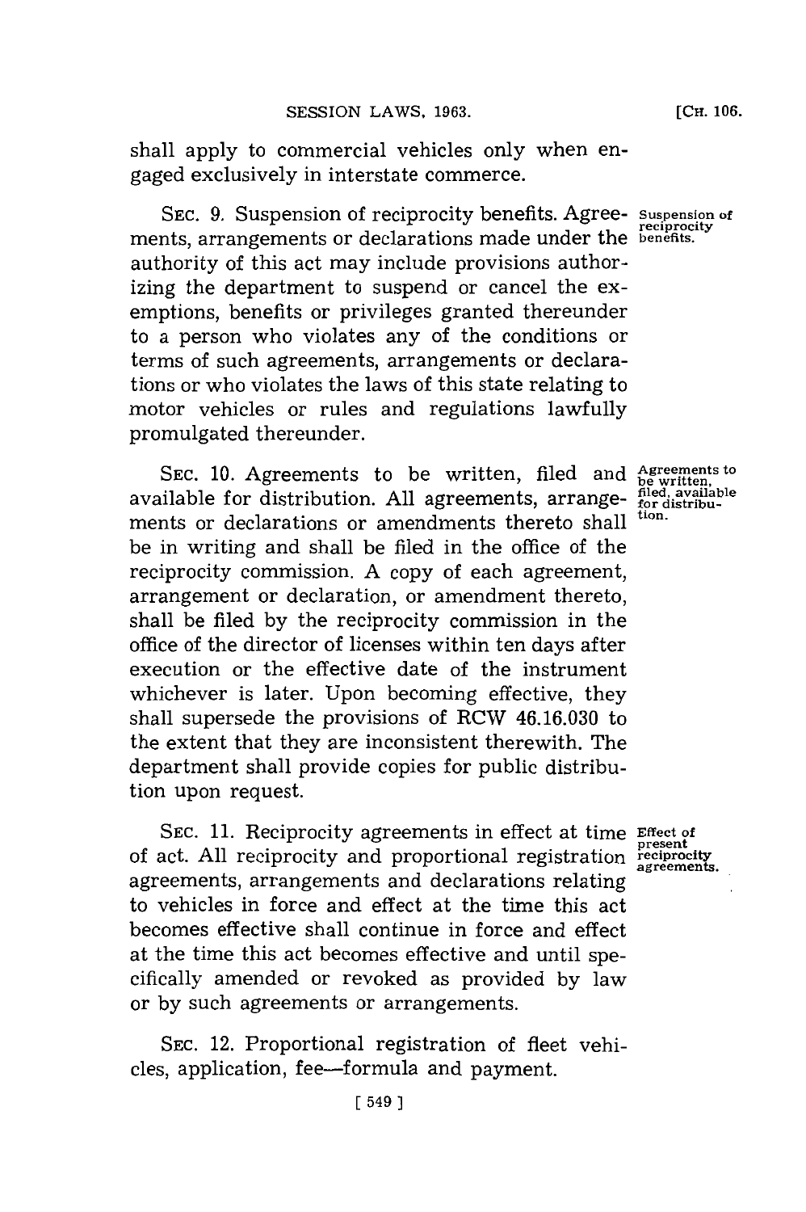shall apply to commercial vehicles only when engaged exclusively in interstate commerce.

SEC. 9. Suspension of reciprocity benefits. Agreements, arrangements or declarations made under the authority of this act may include provisions authorizing the department to suspend or cancel the exemptions, benefits or privileges granted thereunder to a person who violates any of the conditions or terms of such agreements, arrangements or declarations or who violates the laws of this state relating to motor vehicles or rules and regulations lawfully promulgated thereunder.

Suspension of reciprocity benefits.

SEC. 10. Agreements to be written, filed and available for distribution. All agreements, arrangements or declarations or amendments thereto shall be in writing and shall be filed in the office of the reciprocity commission. A copy of each agreement, arrangement or declaration, or amendment thereto, shall be filed by the reciprocity commission in the office of the director of licenses within ten days after execution or the effective date of the instrument whichever is later. Upon becoming effective, they shall supersede the provisions of RCW 46.16.030 to the extent that they are inconsistent therewith. The department shall provide copies for public distribution upon request.

Agreements to be written, filed, available for distribution.

SEC. 11. Reciprocity agreements in effect at time of act. All reciprocity and proportional registration agreements, arrangements and declarations relating to vehicles in force and effect at the time this act becomes effective shall continue in force and effect at the time this act becomes effective and until specifically amended or revoked as provided by law or by such agreements or arrangements.

Effect of present reciprocity agreements.

SEC. 12. Proportional registration of fleet vehicles, application, fee—formula and payment.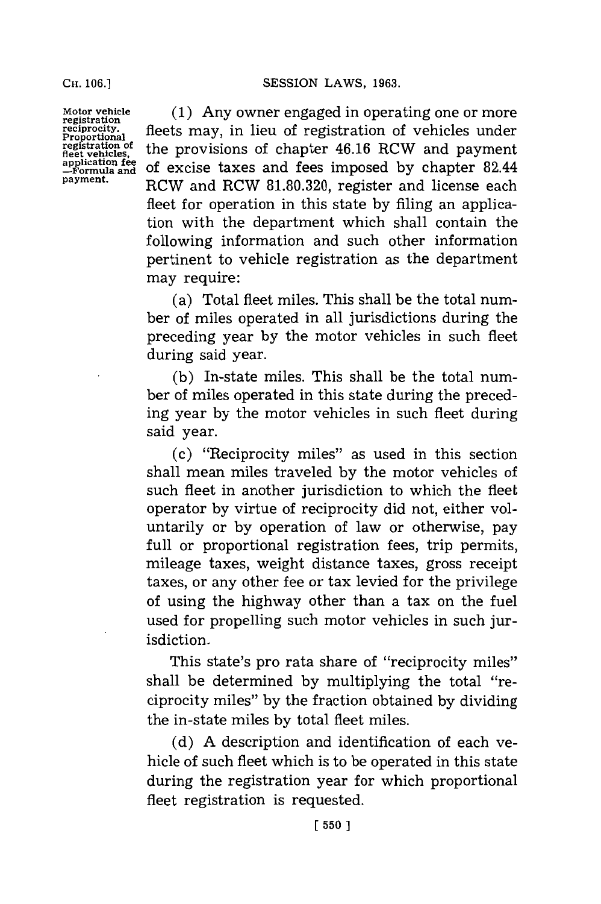**Motor vehicle registration reciprocity. Proportional registration of fleet vehicles, application fee —Formula and payment.**

(1) Any owner engaged in operating one or more fleets may, in lieu of registration of vehicles under the provisions of chapter 46.16 RCW and payment of excise taxes and fees imposed by chapter 82.44 RCW and RCW 81.80.320, register and license each fleet for operation in this state by filing an application with the department which shall contain the following information and such other information pertinent to vehicle registration as the department may require:

(a) Total fleet miles. This shall be the total number of miles operated in all jurisdictions during the preceding year by the motor vehicles in such fleet during said year.

(b) In-state miles. This shall be the total number of miles operated in this state during the preceding year by the motor vehicles in such fleet during said year.

(c) "Reciprocity miles" as used in this section shall mean miles traveled by the motor vehicles of such fleet in another jurisdiction to which the fleet operator by virtue of reciprocity did not, either voluntarily or by operation of law or otherwise, pay full or proportional registration fees, trip permits, mileage taxes, weight distance taxes, gross receipt taxes, or any other fee or tax levied for the privilege of using the highway other than a tax on the fuel used for propelling such motor vehicles in such jurisdiction.

This state's pro rata share of "reciprocity miles" shall be determined by multiplying the total "reciprocity miles" by the fraction obtained by dividing the in-state miles by total fleet miles.

(d) A description and identification of each vehicle of such fleet which is to be operated in this state during the registration year for which proportional fleet registration is requested.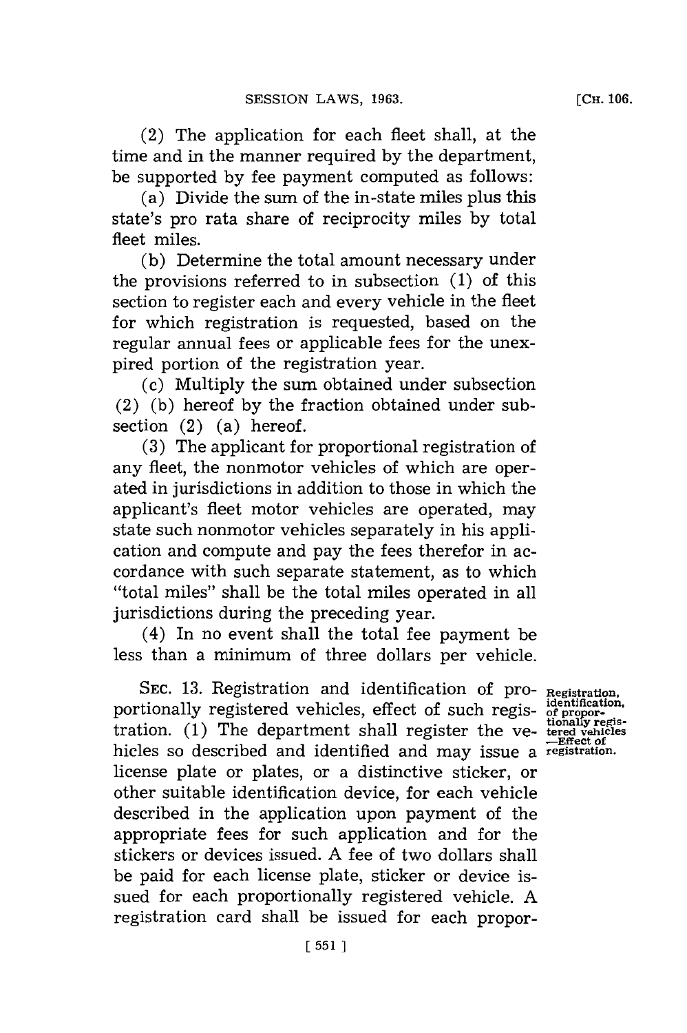(2) The application for each fleet shall, at the time and in the manner required by the department, be supported by fee payment computed as follows:

(a) Divide the sum of the in-state miles plus this state's pro rata share of reciprocity miles by total fleet miles.

(b) Determine the total amount necessary under the provisions referred to in subsection (1) of this section to register each and every vehicle in the fleet for which registration is requested, based on the regular annual fees or applicable fees for the unexpired portion of the registration year.

(c) Multiply the sum obtained under subsection (2) (b) hereof by the fraction obtained under subsection (2) (a) hereof.

(3) The applicant for proportional registration of any fleet, the nonmotor vehicles of which are operated in jurisdictions in addition to those in which the applicant's fleet motor vehicles are operated, may state such nonmotor vehicles separately in his application and compute and pay the fees therefor in accordance with such separate statement, as to which "total miles" shall be the total miles operated in all jurisdictions during the preceding year.

(4) In no event shall the total fee payment be less than a minimum of three dollars per vehicle.

**Registration, identification, of proportionally registered vehicles—Effect of registration.**

SEC. 13. Registration and identification of proportionally registered vehicles, effect of such registration. (1) The department shall register the vehicles so described and identified and may issue a license plate or plates, or a distinctive sticker, or other suitable identification device, for each vehicle described in the application upon payment of the appropriate fees for such application and for the stickers or devices issued. A fee of two dollars shall be paid for each license plate, sticker or device issued for each proportionally registered vehicle. A registration card shall be issued for each propor-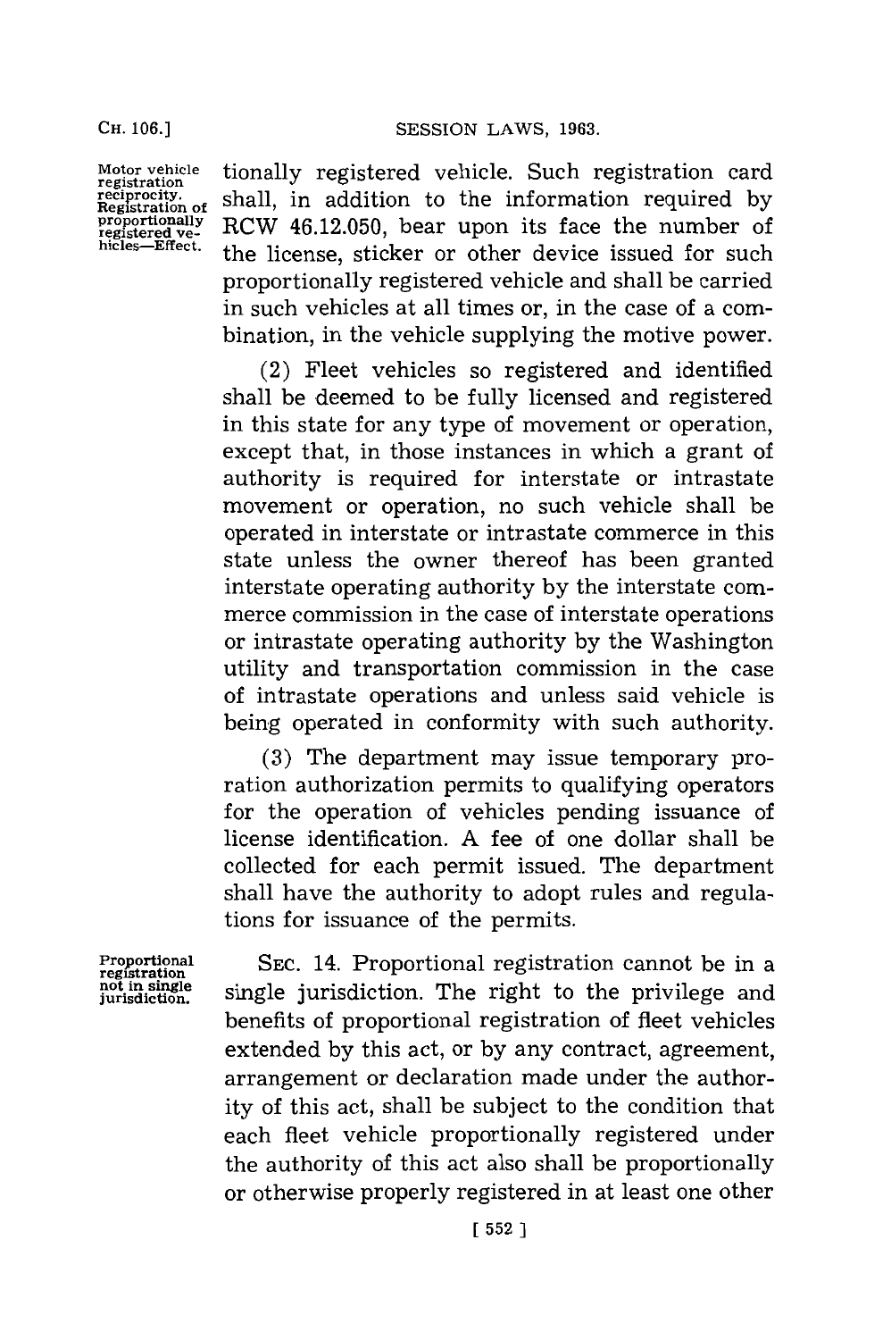Motor vehicle registration reciprocity. Registration of proportionally registered vehicles—Effect.

tionally registered vehicle. Such registration card shall, in addition to the information required by RCW 46.12.050, bear upon its face the number of the license, sticker or other device issued for such proportionally registered vehicle and shall be carried in such vehicles at all times or, in the case of a combination, in the vehicle supplying the motive power.

(2) Fleet vehicles so registered and identified shall be deemed to be fully licensed and registered in this state for any type of movement or operation, except that, in those instances in which a grant of authority is required for interstate or intrastate movement or operation, no such vehicle shall be operated in interstate or intrastate commerce in this state unless the owner thereof has been granted interstate operating authority by the interstate commerce commission in the case of interstate operations or intrastate operating authority by the Washington utility and transportation commission in the case of intrastate operations and unless said vehicle is being operated in conformity with such authority.

(3) The department may issue temporary proration authorization permits to qualifying operators for the operation of vehicles pending issuance of license identification. A fee of one dollar shall be collected for each permit issued. The department shall have the authority to adopt rules and regulations for issuance of the permits.

Proportional registration not in single jurisdiction.

SEC. 14. Proportional registration cannot be in a single jurisdiction. The right to the privilege and benefits of proportional registration of fleet vehicles extended by this act, or by any contract, agreement, arrangement or declaration made under the authority of this act, shall be subject to the condition that each fleet vehicle proportionally registered under the authority of this act also shall be proportionally or otherwise properly registered in at least one other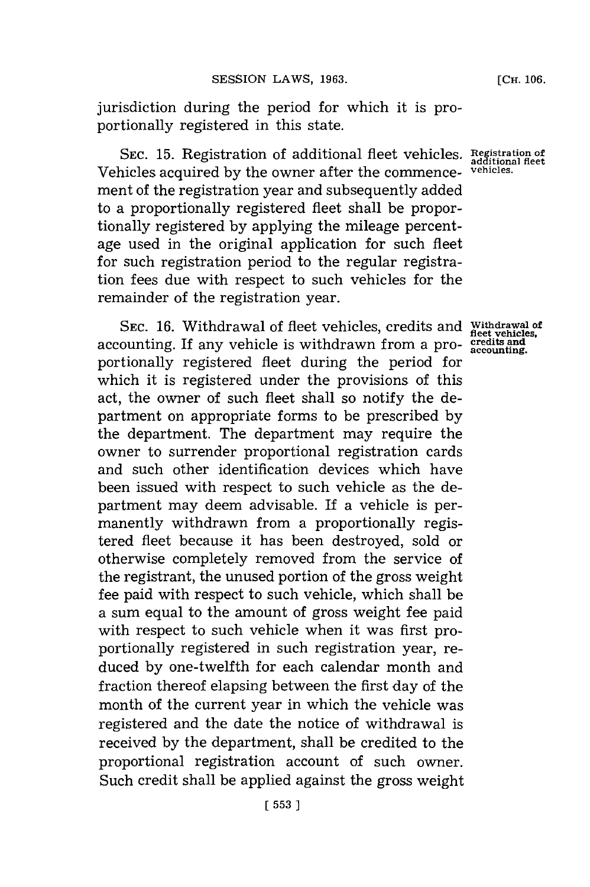jurisdiction during the period for which it is proportionally registered in this state.

SEC. 15. Registration of additional fleet vehicles. Vehicles acquired by the owner after the commencement of the registration year and subsequently added to a proportionally registered fleet shall be proportionally registered by applying the mileage percentage used in the original application for such fleet for such registration period to the regular registration fees due with respect to such vehicles for the remainder of the registration year.

SEC. 16. Withdrawal of fleet vehicles, credits and accounting. If any vehicle is withdrawn from a proportionally registered fleet during the period for which it is registered under the provisions of this act, the owner of such fleet shall so notify the department on appropriate forms to be prescribed by the department. The department may require the owner to surrender proportional registration cards and such other identification devices which have been issued with respect to such vehicle as the department may deem advisable. If a vehicle is permanently withdrawn from a proportionally registered fleet because it has been destroyed, sold or otherwise completely removed from the service of the registrant, the unused portion of the gross weight fee paid with respect to such vehicle, which shall be a sum equal to the amount of gross weight fee paid with respect to such vehicle when it was first proportionally registered in such registration year, reduced by one-twelfth for each calendar month and fraction thereof elapsing between the first day of the month of the current year in which the vehicle was registered and the date the notice of withdrawal is received by the department, shall be credited to the proportional registration account of such owner. Such credit shall be applied against the gross weight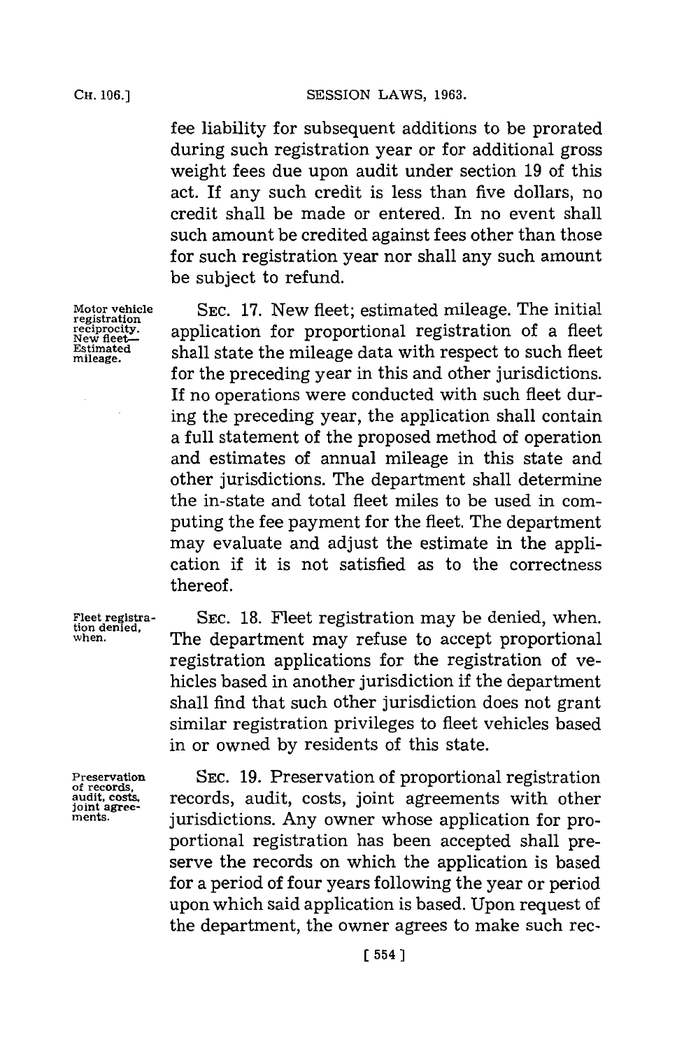fee liability for subsequent additions to be prorated during such registration year or for additional gross weight fees due upon audit under section 19 of this act. If any such credit is less than five dollars, no credit shall be made or entered. In no event shall such amount be credited against fees other than those for such registration year nor shall any such amount be subject to refund.

Motor vehicle registration reciprocity. New fleet—Estimated mileage.

SEC. 17. New fleet; estimated mileage. The initial application for proportional registration of a fleet shall state the mileage data with respect to such fleet for the preceding year in this and other jurisdictions. If no operations were conducted with such fleet during the preceding year, the application shall contain a full statement of the proposed method of operation and estimates of annual mileage in this state and other jurisdictions. The department shall determine the in-state and total fleet miles to be used in computing the fee payment for the fleet. The department may evaluate and adjust the estimate in the application if it is not satisfied as to the correctness thereof.

Fleet registration denied, when.

SEC. 18. Fleet registration may be denied, when. The department may refuse to accept proportional registration applications for the registration of vehicles based in another jurisdiction if the department shall find that such other jurisdiction does not grant similar registration privileges to fleet vehicles based in or owned by residents of this state.

Preservation of records, audit, costs, joint agreements.

SEC. 19. Preservation of proportional registration records, audit, costs, joint agreements with other jurisdictions. Any owner whose application for proportional registration has been accepted shall preserve the records on which the application is based for a period of four years following the year or period upon which said application is based. Upon request of the department, the owner agrees to make such rec-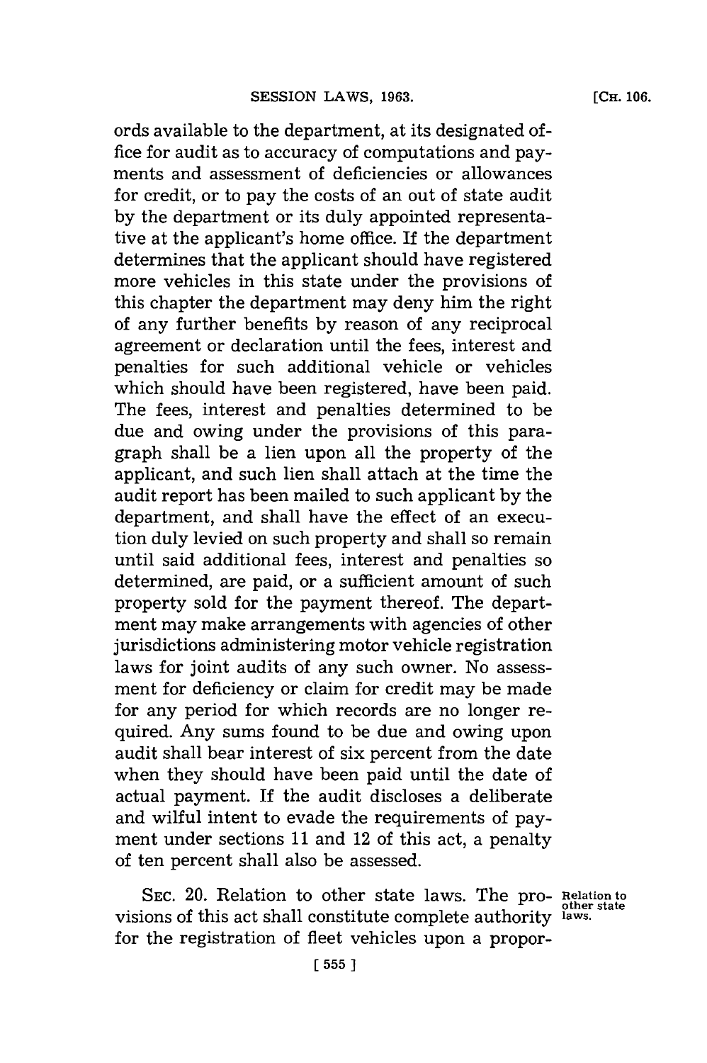ords available to the department, at its designated office for audit as to accuracy of computations and payments and assessment of deficiencies or allowances for credit, or to pay the costs of an out of state audit by the department or its duly appointed representative at the applicant's home office. If the department determines that the applicant should have registered more vehicles in this state under the provisions of this chapter the department may deny him the right of any further benefits by reason of any reciprocal agreement or declaration until the fees, interest and penalties for such additional vehicle or vehicles which should have been registered, have been paid. The fees, interest and penalties determined to be due and owing under the provisions of this paragraph shall be a lien upon all the property of the applicant, and such lien shall attach at the time the audit report has been mailed to such applicant by the department, and shall have the effect of an execution duly levied on such property and shall so remain until said additional fees, interest and penalties so determined, are paid, or a sufficient amount of such property sold for the payment thereof. The department may make arrangements with agencies of other jurisdictions administering motor vehicle registration laws for joint audits of any such owner. No assessment for deficiency or claim for credit may be made for any period for which records are no longer required. Any sums found to be due and owing upon audit shall bear interest of six percent from the date when they should have been paid until the date of actual payment. If the audit discloses a deliberate and wilful intent to evade the requirements of payment under sections 11 and 12 of this act, a penalty of ten percent shall also be assessed.

SEC. 20. Relation to other state laws. The provisions of this act shall constitute complete authority for the registration of fleet vehicles upon a propor-

Relation to other state laws.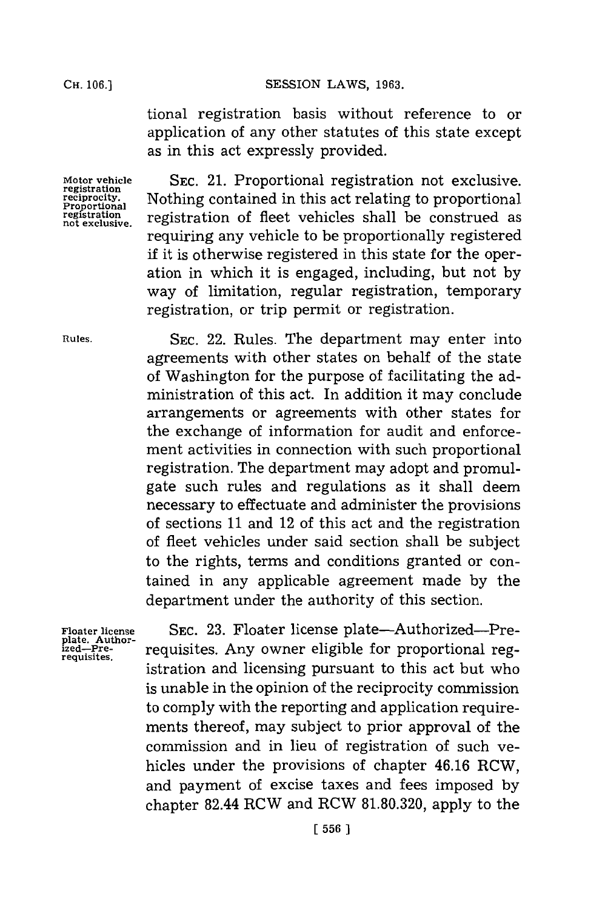tional registration basis without reference to or application of any other statutes of this state except as in this act expressly provided.

**Motor vehicle registration reciprocity. Proportional registration not exclusive.**

SEC. 21. Proportional registration not exclusive. Nothing contained in this act relating to proportional registration of fleet vehicles shall be construed as requiring any vehicle to be proportionally registered if it is otherwise registered in this state for the operation in which it is engaged, including, but not by way of limitation, regular registration, temporary registration, or trip permit or registration.

**Rules.**

SEC. 22. Rules. The department may enter into agreements with other states on behalf of the state of Washington for the purpose of facilitating the administration of this act. In addition it may conclude arrangements or agreements with other states for the exchange of information for audit and enforcement activities in connection with such proportional registration. The department may adopt and promulgate such rules and regulations as it shall deem necessary to effectuate and administer the provisions of sections 11 and 12 of this act and the registration of fleet vehicles under said section shall be subject to the rights, terms and conditions granted or contained in any applicable agreement made by the department under the authority of this section.

**Floater license plate. Authorized—Prerequisites.**

SEC. 23. Floater license plate—Authorized—Prerequisites. Any owner eligible for proportional registration and licensing pursuant to this act but who is unable in the opinion of the reciprocity commission to comply with the reporting and application requirements thereof, may subject to prior approval of the commission and in lieu of registration of such vehicles under the provisions of chapter 46.16 RCW, and payment of excise taxes and fees imposed by chapter 82.44 RCW and RCW 81.80.320, apply to the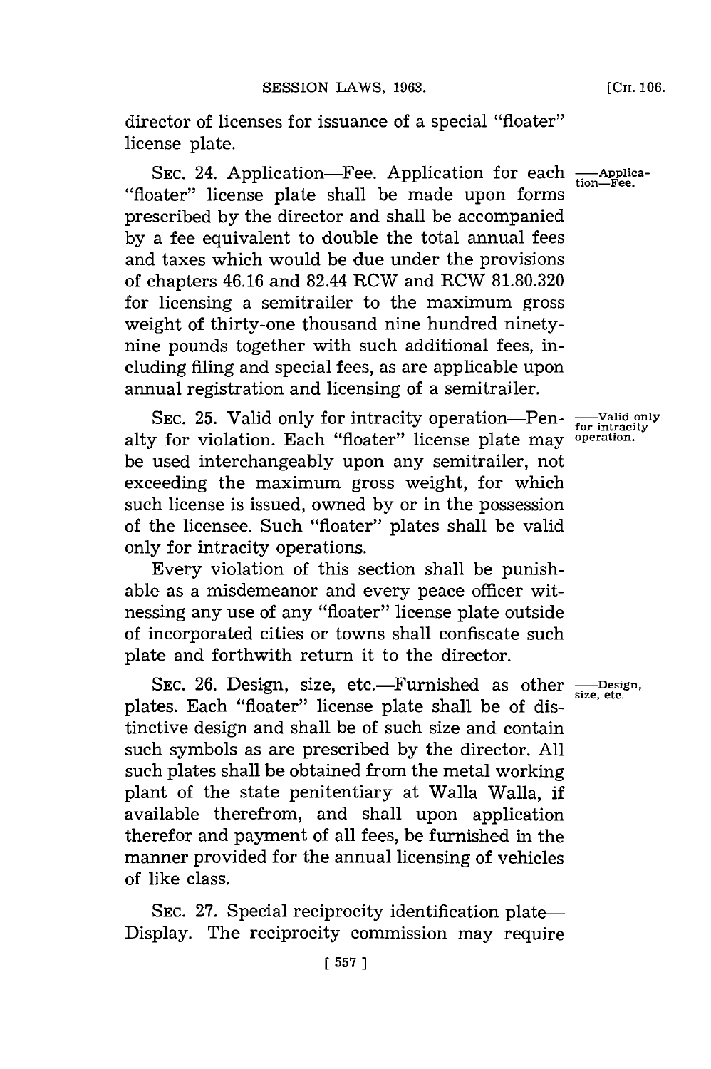director of licenses for issuance of a special "floater" license plate.

SEC. 24. Application—Fee. Application for each "floater" license plate shall be made upon forms prescribed by the director and shall be accompanied by a fee equivalent to double the total annual fees and taxes which would be due under the provisions of chapters 46.16 and 82.44 RCW and RCW 81.80.320 for licensing a semitrailer to the maximum gross weight of thirty-one thousand nine hundred ninety-nine pounds together with such additional fees, including filing and special fees, as are applicable upon annual registration and licensing of a semitrailer.

—Application—Fee.

SEC. 25. Valid only for intracity operation—Penalty for violation. Each "floater" license plate may be used interchangeably upon any semitrailer, not exceeding the maximum gross weight, for which such license is issued, owned by or in the possession of the licensee. Such "floater" plates shall be valid only for intracity operations.

—Valid only for intracity operation.

Every violation of this section shall be punishable as a misdemeanor and every peace officer witnessing any use of any "floater" license plate outside of incorporated cities or towns shall confiscate such plate and forthwith return it to the director.

SEC. 26. Design, size, etc.—Furnished as other plates. Each "floater" license plate shall be of distinctive design and shall be of such size and contain such symbols as are prescribed by the director. All such plates shall be obtained from the metal working plant of the state penitentiary at Walla Walla, if available therefrom, and shall upon application therefor and payment of all fees, be furnished in the manner provided for the annual licensing of vehicles of like class.

—Design, size, etc.

SEC. 27. Special reciprocity identification plate—Display. The reciprocity commission may require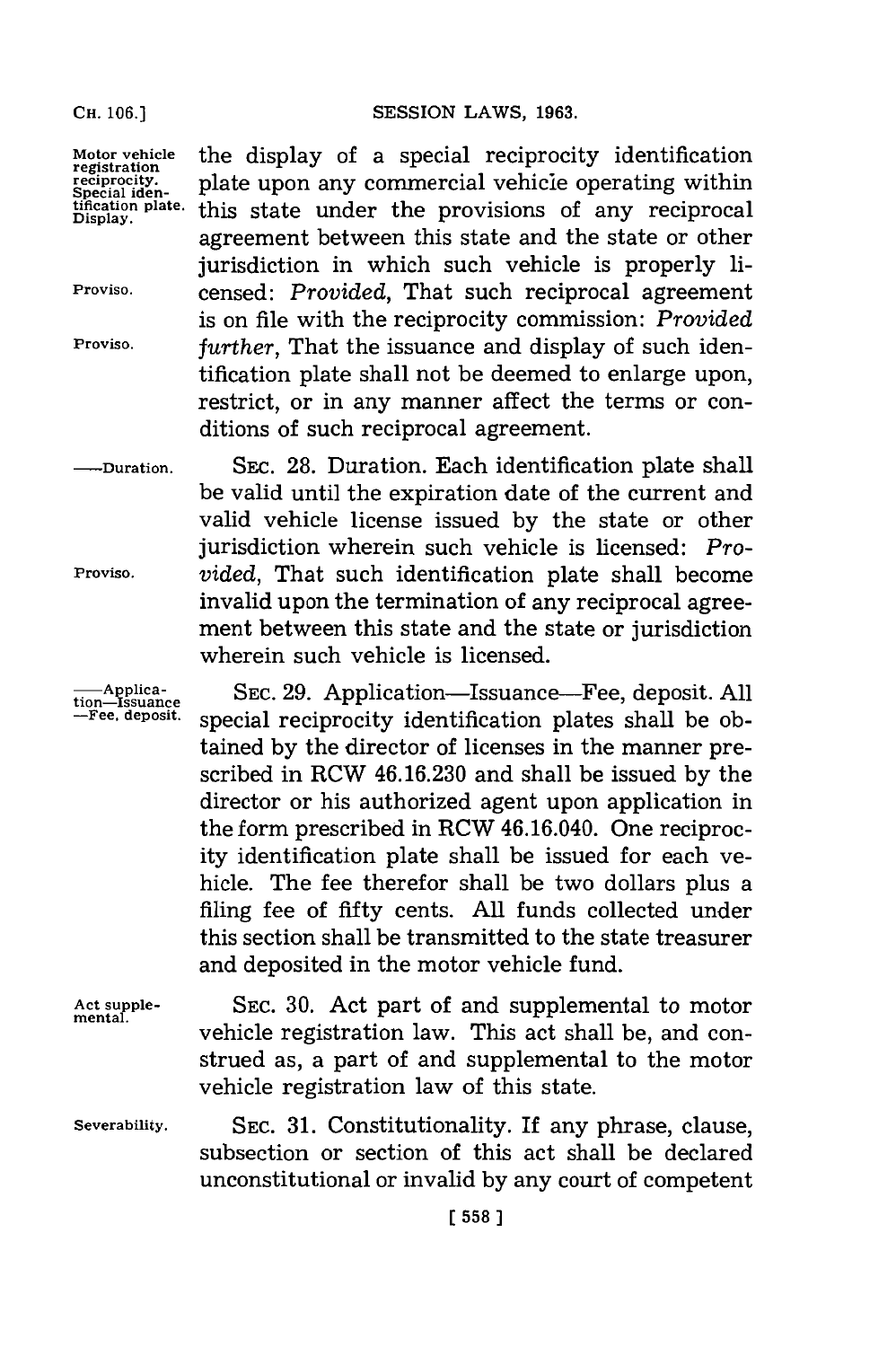Motor vehicle registration reciprocity. Special identification plate. Display.

the display of a special reciprocity identification plate upon any commercial vehicle operating within this state under the provisions of any reciprocal agreement between this state and the state or other jurisdiction in which such vehicle is properly licensed: *Provided*, That such reciprocal agreement is on file with the reciprocity commission: *Provided further*, That the issuance and display of such identification plate shall not be deemed to enlarge upon, restrict, or in any manner affect the terms or conditions of such reciprocal agreement.

Proviso.

Proviso.

——Duration.

SEC. 28. Duration. Each identification plate shall be valid until the expiration date of the current and valid vehicle license issued by the state or other jurisdiction wherein such vehicle is licensed: *Provided*, That such identification plate shall become invalid upon the termination of any reciprocal agreement between this state and the state or jurisdiction wherein such vehicle is licensed.

Proviso.

——Application—Issuance—Fee, deposit.

SEC. 29. Application—Issuance—Fee, deposit. All special reciprocity identification plates shall be obtained by the director of licenses in the manner prescribed in RCW 46.16.230 and shall be issued by the director or his authorized agent upon application in the form prescribed in RCW 46.16.040. One reciprocity identification plate shall be issued for each vehicle. The fee therefor shall be two dollars plus a filing fee of fifty cents. All funds collected under this section shall be transmitted to the state treasurer and deposited in the motor vehicle fund.

Act supplemental.

SEC. 30. Act part of and supplemental to motor vehicle registration law. This act shall be, and construed as, a part of and supplemental to the motor vehicle registration law of this state.

Severability.

SEC. 31. Constitutionality. If any phrase, clause, subsection or section of this act shall be declared unconstitutional or invalid by any court of competent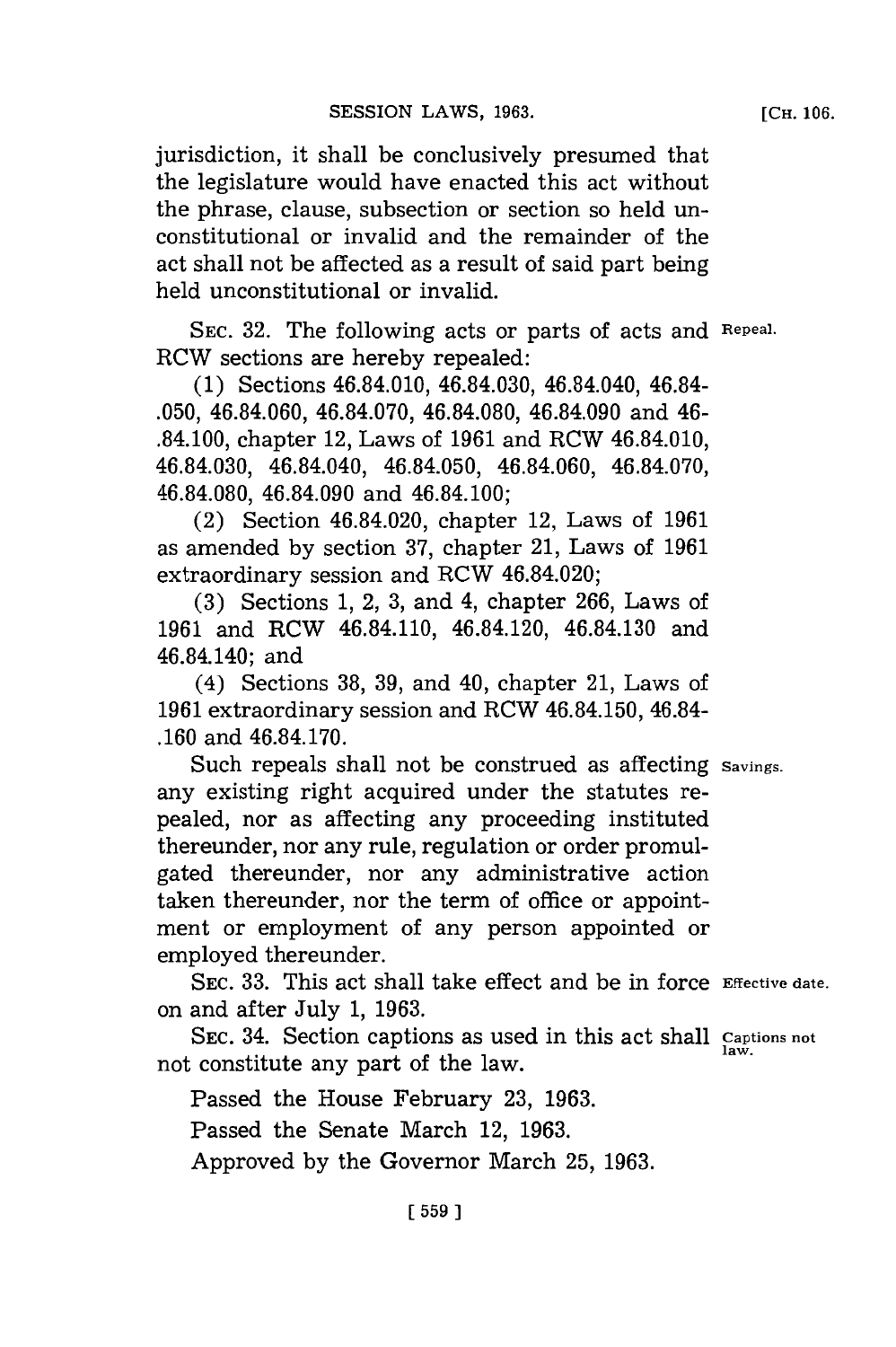jurisdiction, it shall be conclusively presumed that the legislature would have enacted this act without the phrase, clause, subsection or section so held unconstitutional or invalid and the remainder of the act shall not be affected as a result of said part being held unconstitutional or invalid.

SEC. 32. The following acts or parts of acts and RCW sections are hereby repealed: **Repeal.**

(1) Sections 46.84.010, 46.84.030, 46.84.040, 46.84-.050, 46.84.060, 46.84.070, 46.84.080, 46.84.090 and 46-.84.100, chapter 12, Laws of 1961 and RCW 46.84.010, 46.84.030, 46.84.040, 46.84.050, 46.84.060, 46.84.070, 46.84.080, 46.84.090 and 46.84.100;

(2) Section 46.84.020, chapter 12, Laws of 1961 as amended by section 37, chapter 21, Laws of 1961 extraordinary session and RCW 46.84.020;

(3) Sections 1, 2, 3, and 4, chapter 266, Laws of 1961 and RCW 46.84.110, 46.84.120, 46.84.130 and 46.84.140; and

(4) Sections 38, 39, and 40, chapter 21, Laws of 1961 extraordinary session and RCW 46.84.150, 46.84-.160 and 46.84.170.

Such repeals shall not be construed as affecting any existing right acquired under the statutes repealed, nor as affecting any proceeding instituted thereunder, nor any rule, regulation or order promulgated thereunder, nor any administrative action taken thereunder, nor the term of office or appointment or employment of any person appointed or employed thereunder. **Savings.**

SEC. 33. This act shall take effect and be in force on and after July 1, 1963. **Effective date.**

SEC. 34. Section captions as used in this act shall not constitute any part of the law. **Captions not law.**

Passed the House February 23, 1963.

Passed the Senate March 12, 1963.

Approved by the Governor March 25, 1963.